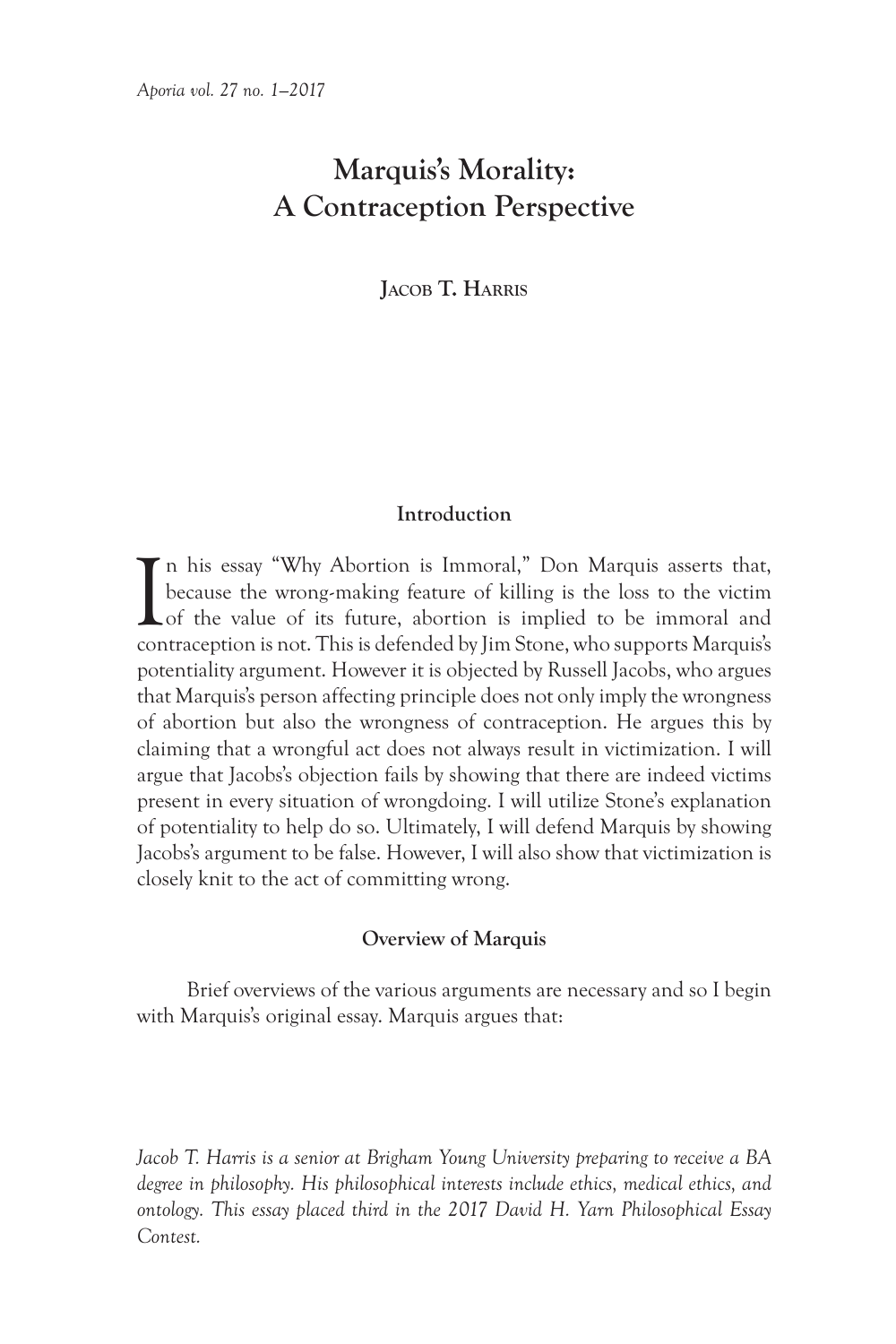# Marquis's Morality: A Contraception Perspective

**Jacob T. Harris**

### Introduction

In his essay "Why Abortion is Immoral," Don Marquis asserts that, because the wrong-making feature of killing is the loss to the victim of the value of its future, abortion is implied to be immoral and contraception is not. This is defended by Jim Stone, who supports Marquis's potentiality argument. However it is objected by Russell Jacobs, who argues that Marquis's person affecting principle does not only imply the wrongness of abortion but also the wrongness of contraception. He argues this by claiming that a wrongful act does not always result in victimization. I will argue that Jacobs's objection fails by showing that there are indeed victims present in every situation of wrongdoing. I will utilize Stone's explanation of potentiality to help do so. Ultimately, I will defend Marquis by showing Jacobs's argument to be false. However, I will also show that victimization is closely knit to the act of committing wrong.

### Overview of Marquis

Brief overviews of the various arguments are necessary and so I begin with Marquis's original essay. Marquis argues that:

*Jacob T. Harris is a senior at Brigham Young University preparing to receive a BA degree in philosophy. His philosophical interests include ethics, medical ethics, and ontology. This essay placed third in the 2017 David H. Yarn Philosophical Essay Contest.*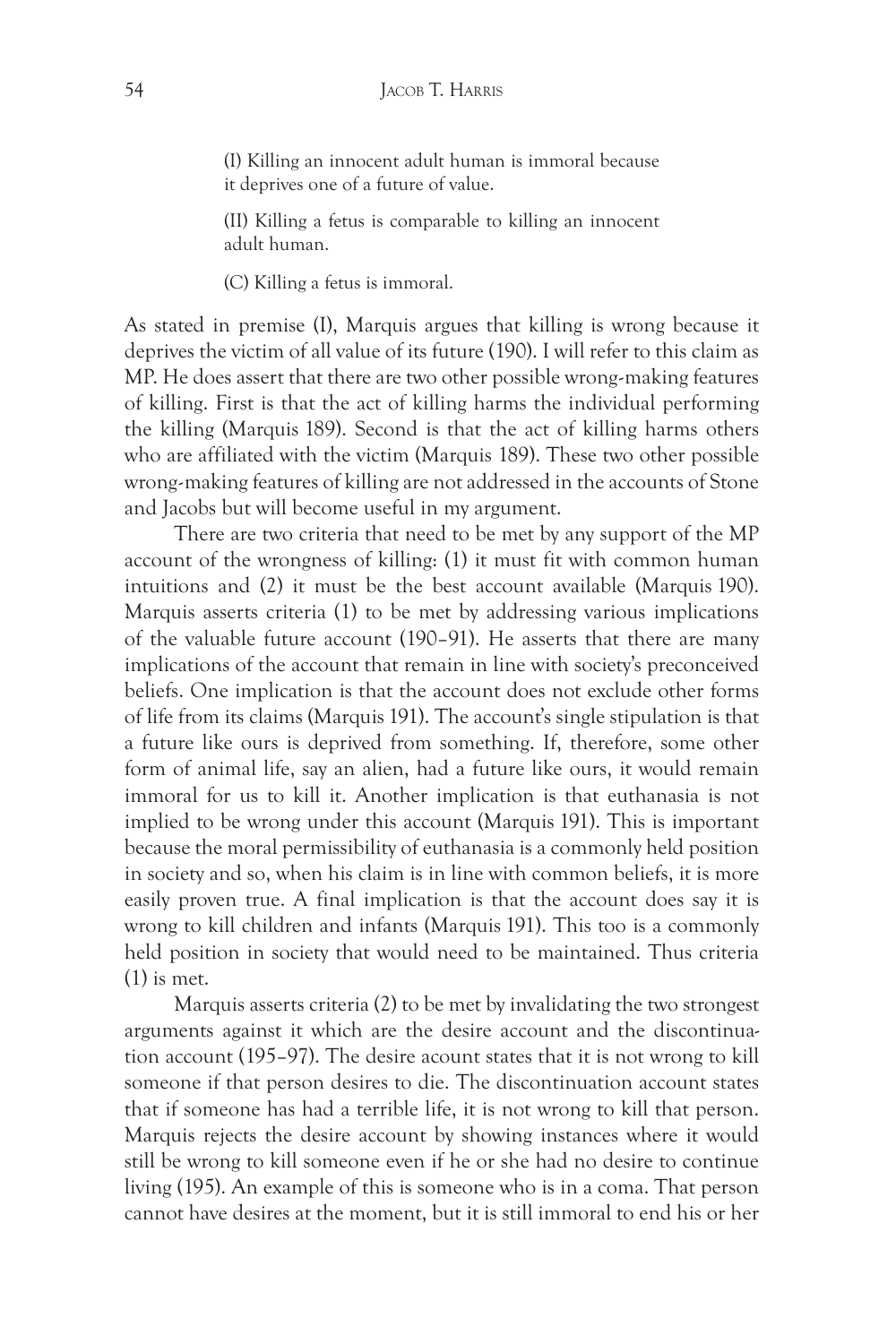> (I) Killing an innocent adult human is immoral because it deprives one of a future of value.
>
> (II) Killing a fetus is comparable to killing an innocent adult human.
>
> (C) Killing a fetus is immoral.

As stated in premise (I), Marquis argues that killing is wrong because it deprives the victim of all value of its future (190). I will refer to this claim as MP. He does assert that there are two other possible wrong-making features of killing. First is that the act of killing harms the individual performing the killing (Marquis 189). Second is that the act of killing harms others who are affiliated with the victim (Marquis 189). These two other possible wrong-making features of killing are not addressed in the accounts of Stone and Jacobs but will become useful in my argument.

There are two criteria that need to be met by any support of the MP account of the wrongness of killing: (1) it must fit with common human intuitions and (2) it must be the best account available (Marquis 190). Marquis asserts criteria (1) to be met by addressing various implications of the valuable future account (190–91). He asserts that there are many implications of the account that remain in line with society's preconceived beliefs. One implication is that the account does not exclude other forms of life from its claims (Marquis 191). The account's single stipulation is that a future like ours is deprived from something. If, therefore, some other form of animal life, say an alien, had a future like ours, it would remain immoral for us to kill it. Another implication is that euthanasia is not implied to be wrong under this account (Marquis 191). This is important because the moral permissibility of euthanasia is a commonly held position in society and so, when his claim is in line with common beliefs, it is more easily proven true. A final implication is that the account does say it is wrong to kill children and infants (Marquis 191). This too is a commonly held position in society that would need to be maintained. Thus criteria (1) is met.

Marquis asserts criteria (2) to be met by invalidating the two strongest arguments against it which are the desire account and the discontinuation account (195–97). The desire acount states that it is not wrong to kill someone if that person desires to die. The discontinuation account states that if someone has had a terrible life, it is not wrong to kill that person. Marquis rejects the desire account by showing instances where it would still be wrong to kill someone even if he or she had no desire to continue living (195). An example of this is someone who is in a coma. That person cannot have desires at the moment, but it is still immoral to end his or her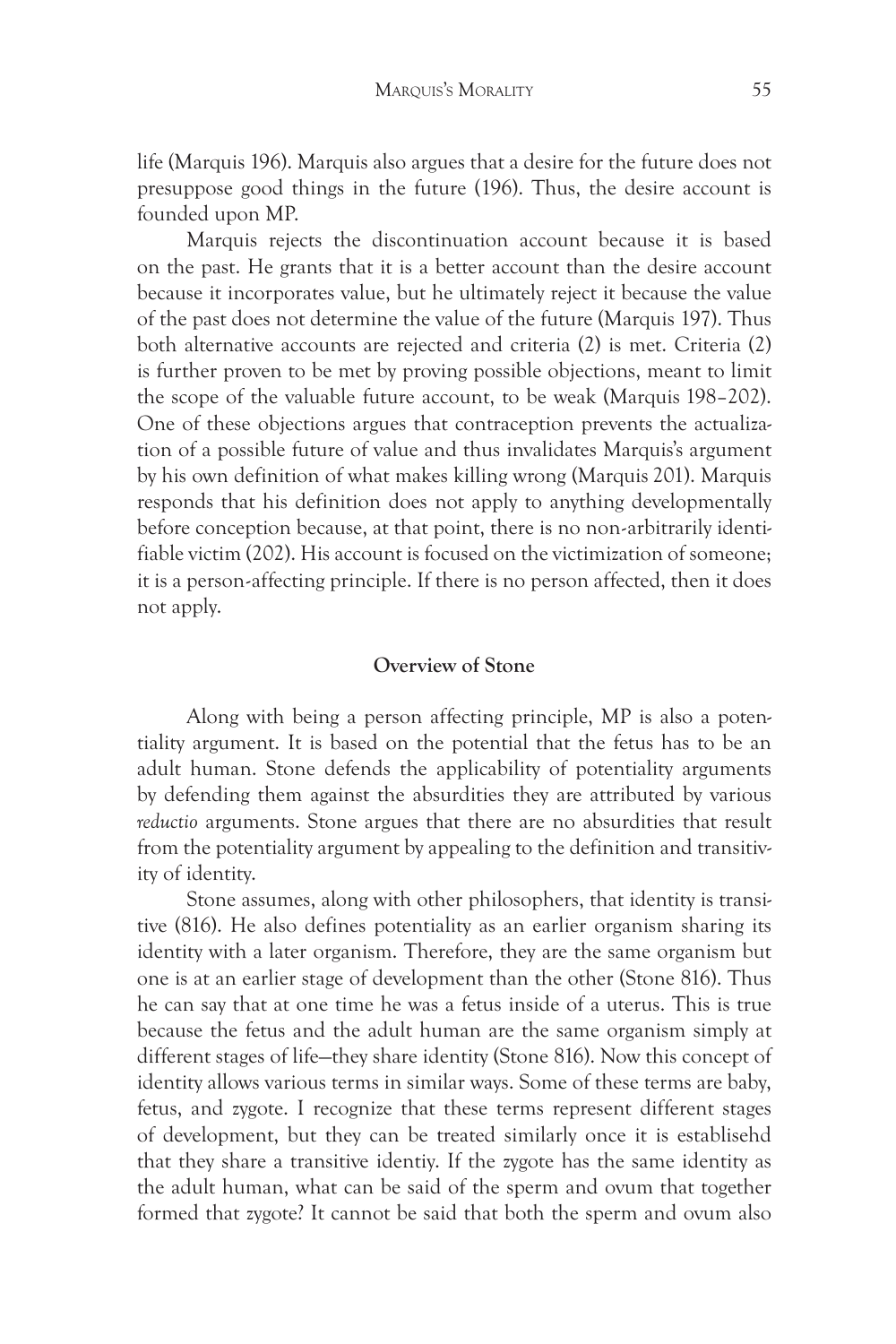life (Marquis 196). Marquis also argues that a desire for the future does not presuppose good things in the future (196). Thus, the desire account is founded upon MP.

Marquis rejects the discontinuation account because it is based on the past. He grants that it is a better account than the desire account because it incorporates value, but he ultimately reject it because the value of the past does not determine the value of the future (Marquis 197). Thus both alternative accounts are rejected and criteria (2) is met. Criteria (2) is further proven to be met by proving possible objections, meant to limit the scope of the valuable future account, to be weak (Marquis 198–202). One of these objections argues that contraception prevents the actualization of a possible future of value and thus invalidates Marquis's argument by his own definition of what makes killing wrong (Marquis 201). Marquis responds that his definition does not apply to anything developmentally before conception because, at that point, there is no non-arbitrarily identifiable victim (202). His account is focused on the victimization of someone; it is a person-affecting principle. If there is no person affected, then it does not apply.

## Overview of Stone

Along with being a person affecting principle, MP is also a potentiality argument. It is based on the potential that the fetus has to be an adult human. Stone defends the applicability of potentiality arguments by defending them against the absurdities they are attributed by various *reductio* arguments. Stone argues that there are no absurdities that result from the potentiality argument by appealing to the definition and transitivity of identity.

Stone assumes, along with other philosophers, that identity is transitive (816). He also defines potentiality as an earlier organism sharing its identity with a later organism. Therefore, they are the same organism but one is at an earlier stage of development than the other (Stone 816). Thus he can say that at one time he was a fetus inside of a uterus. This is true because the fetus and the adult human are the same organism simply at different stages of life—they share identity (Stone 816). Now this concept of identity allows various terms in similar ways. Some of these terms are baby, fetus, and zygote. I recognize that these terms represent different stages of development, but they can be treated similarly once it is establisehd that they share a transitive identiy. If the zygote has the same identity as the adult human, what can be said of the sperm and ovum that together formed that zygote? It cannot be said that both the sperm and ovum also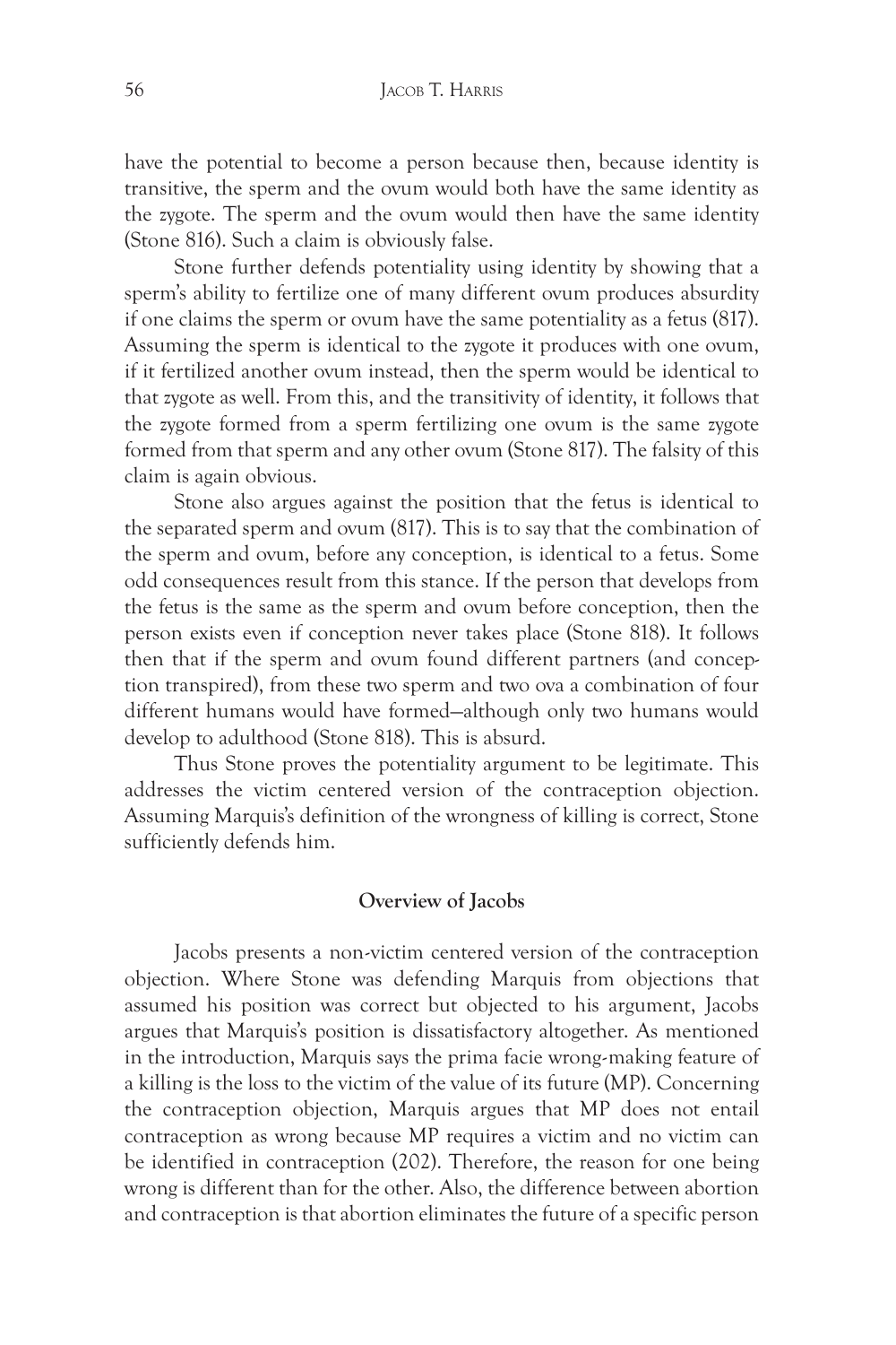have the potential to become a person because then, because identity is transitive, the sperm and the ovum would both have the same identity as the zygote. The sperm and the ovum would then have the same identity (Stone 816). Such a claim is obviously false.

Stone further defends potentiality using identity by showing that a sperm's ability to fertilize one of many different ovum produces absurdity if one claims the sperm or ovum have the same potentiality as a fetus (817). Assuming the sperm is identical to the zygote it produces with one ovum, if it fertilized another ovum instead, then the sperm would be identical to that zygote as well. From this, and the transitivity of identity, it follows that the zygote formed from a sperm fertilizing one ovum is the same zygote formed from that sperm and any other ovum (Stone 817). The falsity of this claim is again obvious.

Stone also argues against the position that the fetus is identical to the separated sperm and ovum (817). This is to say that the combination of the sperm and ovum, before any conception, is identical to a fetus. Some odd consequences result from this stance. If the person that develops from the fetus is the same as the sperm and ovum before conception, then the person exists even if conception never takes place (Stone 818). It follows then that if the sperm and ovum found different partners (and conception transpired), from these two sperm and two ova a combination of four different humans would have formed—although only two humans would develop to adulthood (Stone 818). This is absurd.

Thus Stone proves the potentiality argument to be legitimate. This addresses the victim centered version of the contraception objection. Assuming Marquis's definition of the wrongness of killing is correct, Stone sufficiently defends him.

## Overview of Jacobs

Jacobs presents a non-victim centered version of the contraception objection. Where Stone was defending Marquis from objections that assumed his position was correct but objected to his argument, Jacobs argues that Marquis's position is dissatisfactory altogether. As mentioned in the introduction, Marquis says the prima facie wrong-making feature of a killing is the loss to the victim of the value of its future (MP). Concerning the contraception objection, Marquis argues that MP does not entail contraception as wrong because MP requires a victim and no victim can be identified in contraception (202). Therefore, the reason for one being wrong is different than for the other. Also, the difference between abortion and contraception is that abortion eliminates the future of a specific person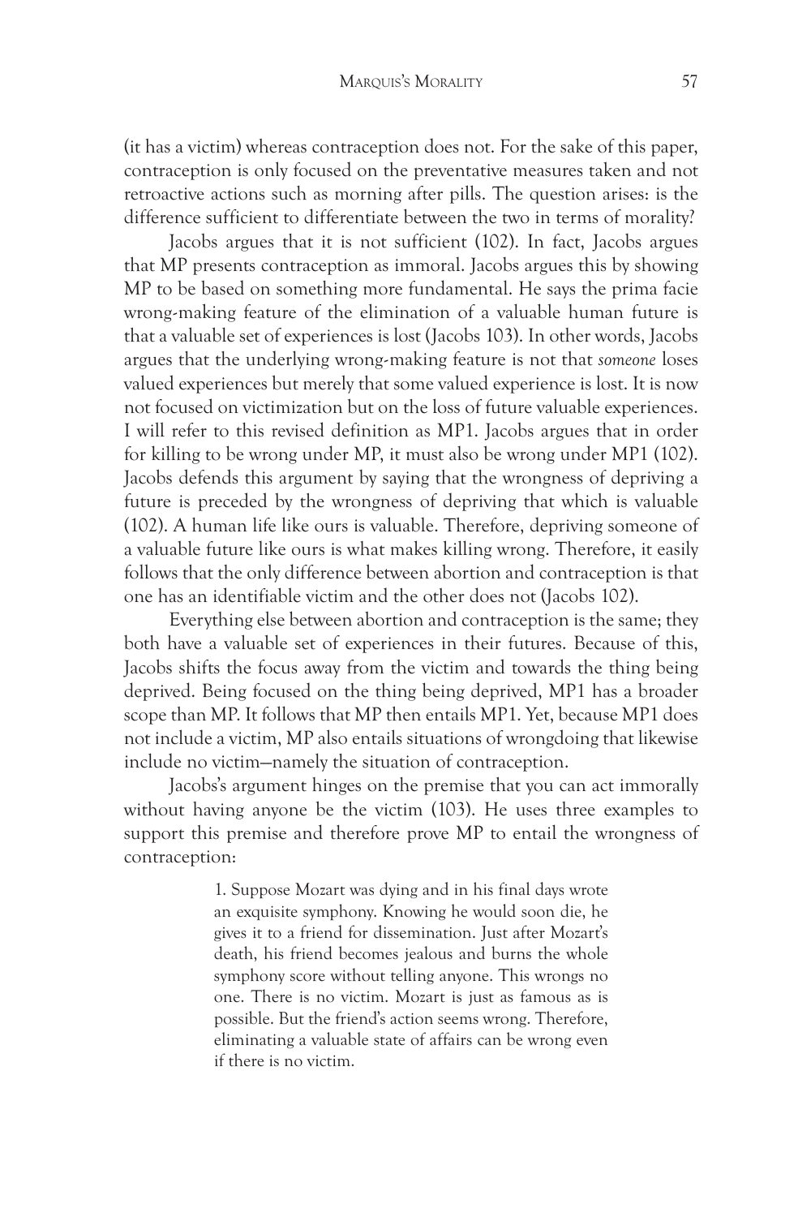(it has a victim) whereas contraception does not. For the sake of this paper, contraception is only focused on the preventative measures taken and not retroactive actions such as morning after pills. The question arises: is the difference sufficient to differentiate between the two in terms of morality?

Jacobs argues that it is not sufficient (102). In fact, Jacobs argues that MP presents contraception as immoral. Jacobs argues this by showing MP to be based on something more fundamental. He says the prima facie wrong-making feature of the elimination of a valuable human future is that a valuable set of experiences is lost (Jacobs 103). In other words, Jacobs argues that the underlying wrong-making feature is not that *someone* loses valued experiences but merely that some valued experience is lost. It is now not focused on victimization but on the loss of future valuable experiences. I will refer to this revised definition as MP1. Jacobs argues that in order for killing to be wrong under MP, it must also be wrong under MP1 (102). Jacobs defends this argument by saying that the wrongness of depriving a future is preceded by the wrongness of depriving that which is valuable (102). A human life like ours is valuable. Therefore, depriving someone of a valuable future like ours is what makes killing wrong. Therefore, it easily follows that the only difference between abortion and contraception is that one has an identifiable victim and the other does not (Jacobs 102).

Everything else between abortion and contraception is the same; they both have a valuable set of experiences in their futures. Because of this, Jacobs shifts the focus away from the victim and towards the thing being deprived. Being focused on the thing being deprived, MP1 has a broader scope than MP. It follows that MP then entails MP1. Yet, because MP1 does not include a victim, MP also entails situations of wrongdoing that likewise include no victim—namely the situation of contraception.

Jacobs's argument hinges on the premise that you can act immorally without having anyone be the victim (103). He uses three examples to support this premise and therefore prove MP to entail the wrongness of contraception:

> 1. Suppose Mozart was dying and in his final days wrote an exquisite symphony. Knowing he would soon die, he gives it to a friend for dissemination. Just after Mozart's death, his friend becomes jealous and burns the whole symphony score without telling anyone. This wrongs no one. There is no victim. Mozart is just as famous as is possible. But the friend's action seems wrong. Therefore, eliminating a valuable state of affairs can be wrong even if there is no victim.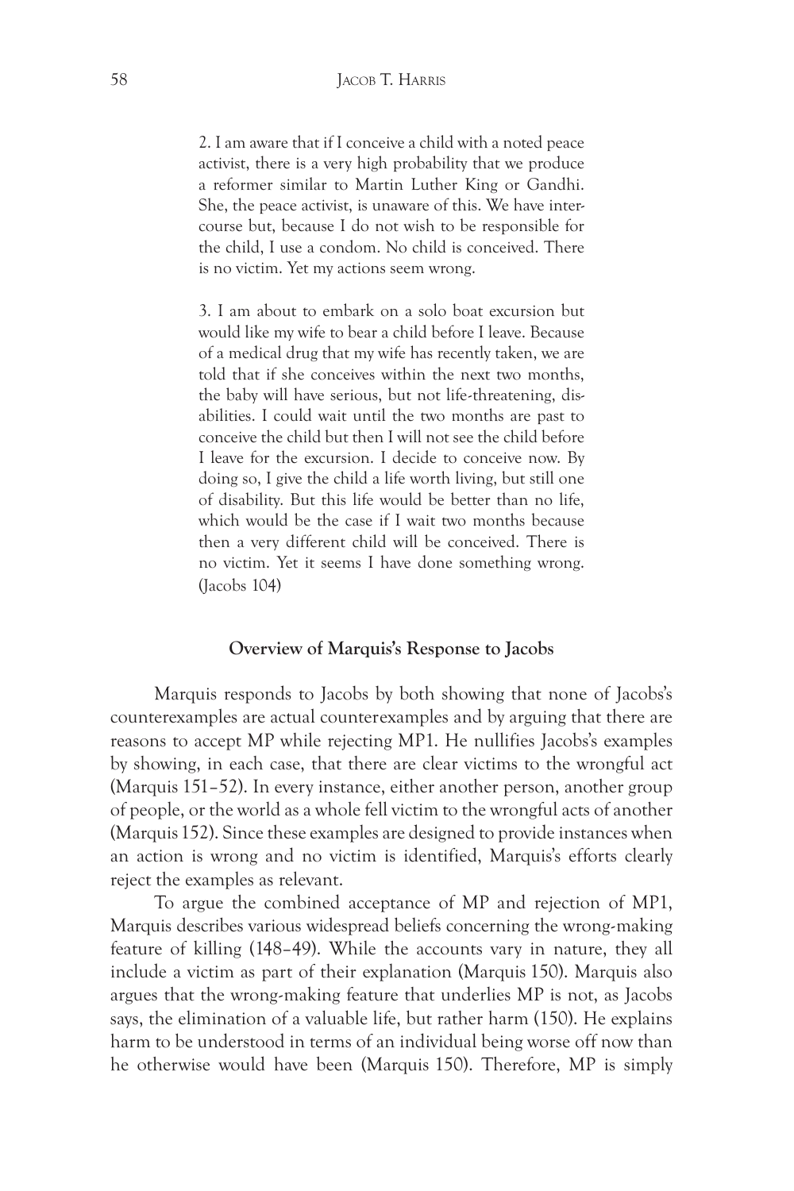> 2. I am aware that if I conceive a child with a noted peace activist, there is a very high probability that we produce a reformer similar to Martin Luther King or Gandhi. She, the peace activist, is unaware of this. We have intercourse but, because I do not wish to be responsible for the child, I use a condom. No child is conceived. There is no victim. Yet my actions seem wrong.
>
> 3. I am about to embark on a solo boat excursion but would like my wife to bear a child before I leave. Because of a medical drug that my wife has recently taken, we are told that if she conceives within the next two months, the baby will have serious, but not life-threatening, disabilities. I could wait until the two months are past to conceive the child but then I will not see the child before I leave for the excursion. I decide to conceive now. By doing so, I give the child a life worth living, but still one of disability. But this life would be better than no life, which would be the case if I wait two months because then a very different child will be conceived. There is no victim. Yet it seems I have done something wrong. (Jacobs 104)

### Overview of Marquis's Response to Jacobs

Marquis responds to Jacobs by both showing that none of Jacobs's counterexamples are actual counterexamples and by arguing that there are reasons to accept MP while rejecting MP1. He nullifies Jacobs's examples by showing, in each case, that there are clear victims to the wrongful act (Marquis 151–52). In every instance, either another person, another group of people, or the world as a whole fell victim to the wrongful acts of another (Marquis 152). Since these examples are designed to provide instances when an action is wrong and no victim is identified, Marquis's efforts clearly reject the examples as relevant.

To argue the combined acceptance of MP and rejection of MP1, Marquis describes various widespread beliefs concerning the wrong-making feature of killing (148–49). While the accounts vary in nature, they all include a victim as part of their explanation (Marquis 150). Marquis also argues that the wrong-making feature that underlies MP is not, as Jacobs says, the elimination of a valuable life, but rather harm (150). He explains harm to be understood in terms of an individual being worse off now than he otherwise would have been (Marquis 150). Therefore, MP is simply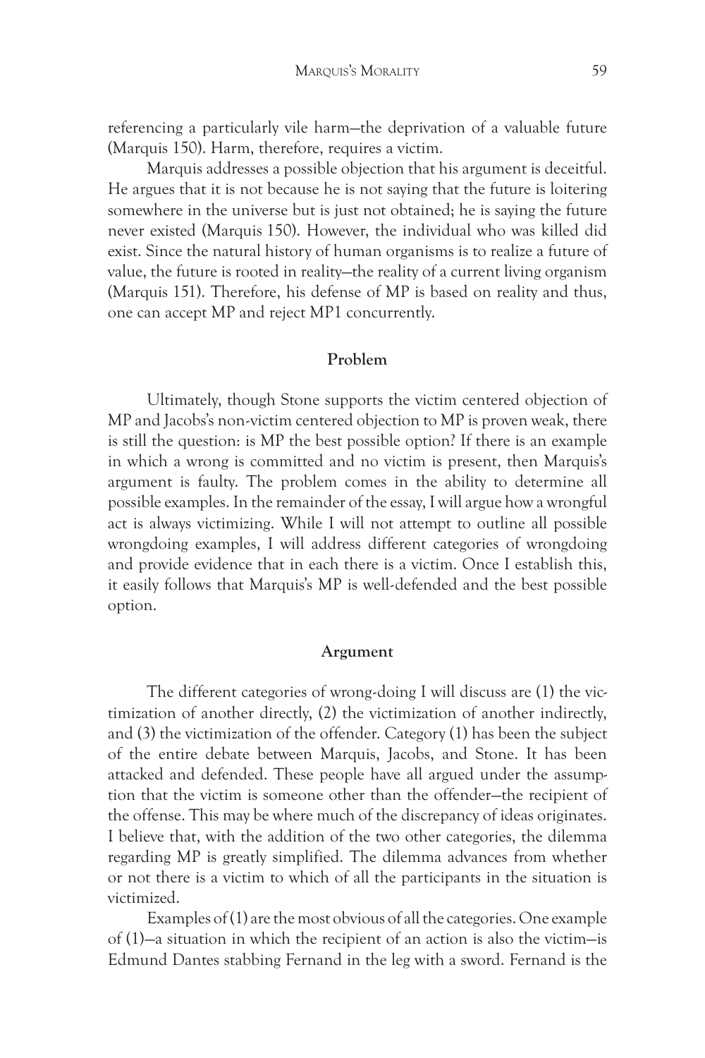referencing a particularly vile harm—the deprivation of a valuable future (Marquis 150). Harm, therefore, requires a victim.

Marquis addresses a possible objection that his argument is deceitful. He argues that it is not because he is not saying that the future is loitering somewhere in the universe but is just not obtained; he is saying the future never existed (Marquis 150). However, the individual who was killed did exist. Since the natural history of human organisms is to realize a future of value, the future is rooted in reality—the reality of a current living organism (Marquis 151). Therefore, his defense of MP is based on reality and thus, one can accept MP and reject MP1 concurrently.

## Problem

Ultimately, though Stone supports the victim centered objection of MP and Jacobs's non-victim centered objection to MP is proven weak, there is still the question: is MP the best possible option? If there is an example in which a wrong is committed and no victim is present, then Marquis's argument is faulty. The problem comes in the ability to determine all possible examples. In the remainder of the essay, I will argue how a wrongful act is always victimizing. While I will not attempt to outline all possible wrongdoing examples, I will address different categories of wrongdoing and provide evidence that in each there is a victim. Once I establish this, it easily follows that Marquis's MP is well-defended and the best possible option.

## Argument

The different categories of wrong-doing I will discuss are (1) the victimization of another directly, (2) the victimization of another indirectly, and (3) the victimization of the offender. Category (1) has been the subject of the entire debate between Marquis, Jacobs, and Stone. It has been attacked and defended. These people have all argued under the assumption that the victim is someone other than the offender—the recipient of the offense. This may be where much of the discrepancy of ideas originates. I believe that, with the addition of the two other categories, the dilemma regarding MP is greatly simplified. The dilemma advances from whether or not there is a victim to which of all the participants in the situation is victimized.

Examples of (1) are the most obvious of all the categories. One example of (1)—a situation in which the recipient of an action is also the victim—is Edmund Dantes stabbing Fernand in the leg with a sword. Fernand is the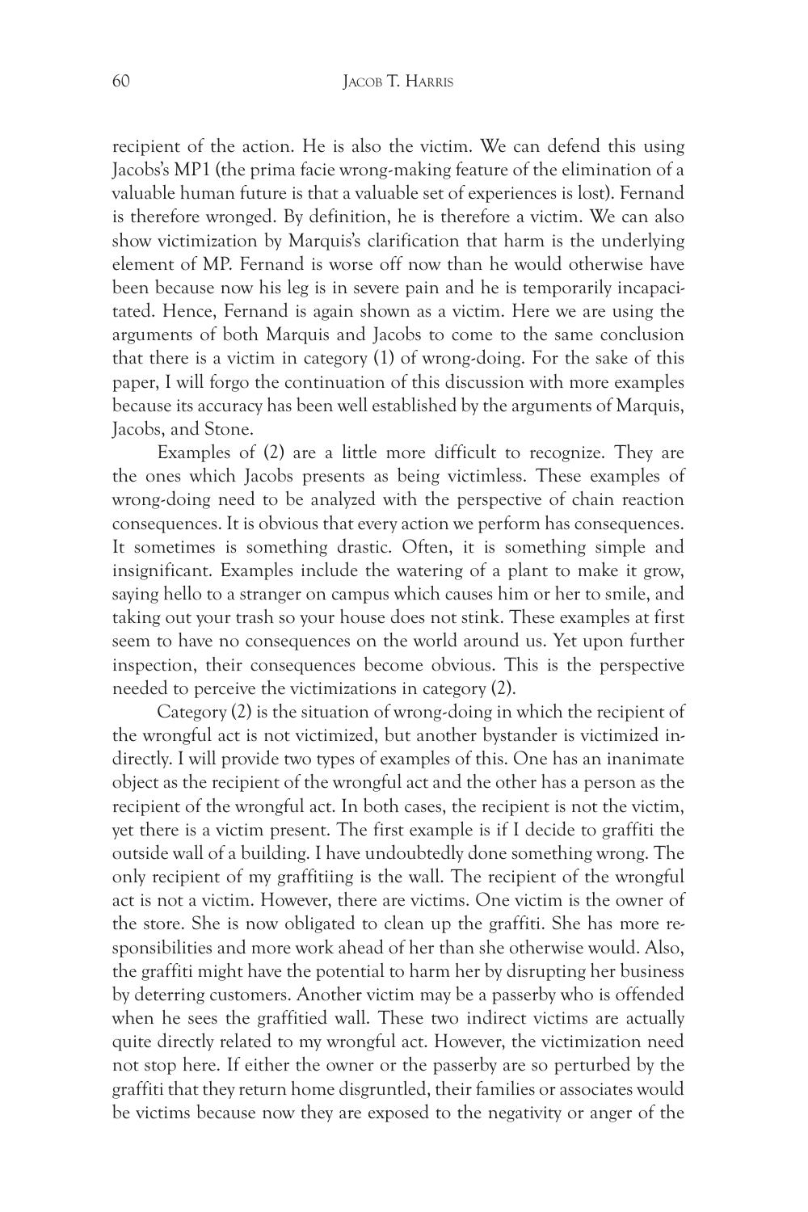recipient of the action. He is also the victim. We can defend this using Jacobs's MP1 (the prima facie wrong-making feature of the elimination of a valuable human future is that a valuable set of experiences is lost). Fernand is therefore wronged. By definition, he is therefore a victim. We can also show victimization by Marquis's clarification that harm is the underlying element of MP. Fernand is worse off now than he would otherwise have been because now his leg is in severe pain and he is temporarily incapacitated. Hence, Fernand is again shown as a victim. Here we are using the arguments of both Marquis and Jacobs to come to the same conclusion that there is a victim in category (1) of wrong-doing. For the sake of this paper, I will forgo the continuation of this discussion with more examples because its accuracy has been well established by the arguments of Marquis, Jacobs, and Stone.

Examples of (2) are a little more difficult to recognize. They are the ones which Jacobs presents as being victimless. These examples of wrong-doing need to be analyzed with the perspective of chain reaction consequences. It is obvious that every action we perform has consequences. It sometimes is something drastic. Often, it is something simple and insignificant. Examples include the watering of a plant to make it grow, saying hello to a stranger on campus which causes him or her to smile, and taking out your trash so your house does not stink. These examples at first seem to have no consequences on the world around us. Yet upon further inspection, their consequences become obvious. This is the perspective needed to perceive the victimizations in category (2).

Category (2) is the situation of wrong-doing in which the recipient of the wrongful act is not victimized, but another bystander is victimized indirectly. I will provide two types of examples of this. One has an inanimate object as the recipient of the wrongful act and the other has a person as the recipient of the wrongful act. In both cases, the recipient is not the victim, yet there is a victim present. The first example is if I decide to graffiti the outside wall of a building. I have undoubtedly done something wrong. The only recipient of my graffitiing is the wall. The recipient of the wrongful act is not a victim. However, there are victims. One victim is the owner of the store. She is now obligated to clean up the graffiti. She has more responsibilities and more work ahead of her than she otherwise would. Also, the graffiti might have the potential to harm her by disrupting her business by deterring customers. Another victim may be a passerby who is offended when he sees the graffitied wall. These two indirect victims are actually quite directly related to my wrongful act. However, the victimization need not stop here. If either the owner or the passerby are so perturbed by the graffiti that they return home disgruntled, their families or associates would be victims because now they are exposed to the negativity or anger of the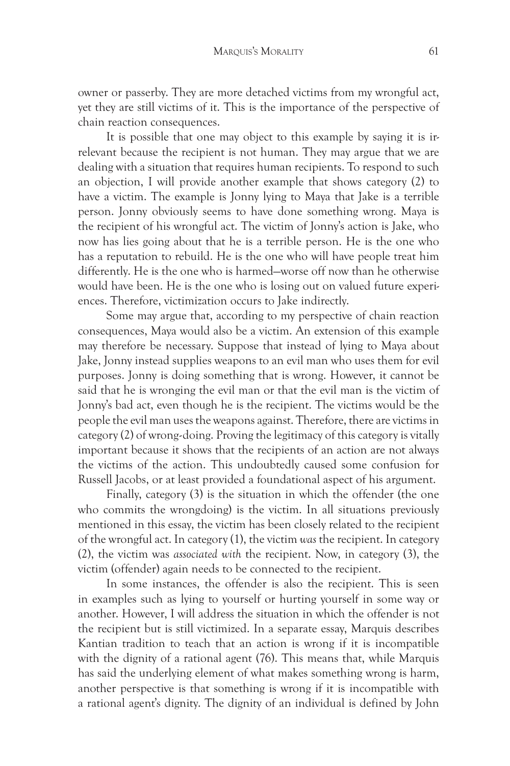owner or passerby. They are more detached victims from my wrongful act, yet they are still victims of it. This is the importance of the perspective of chain reaction consequences.

It is possible that one may object to this example by saying it is irrelevant because the recipient is not human. They may argue that we are dealing with a situation that requires human recipients. To respond to such an objection, I will provide another example that shows category (2) to have a victim. The example is Jonny lying to Maya that Jake is a terrible person. Jonny obviously seems to have done something wrong. Maya is the recipient of his wrongful act. The victim of Jonny's action is Jake, who now has lies going about that he is a terrible person. He is the one who has a reputation to rebuild. He is the one who will have people treat him differently. He is the one who is harmed—worse off now than he otherwise would have been. He is the one who is losing out on valued future experiences. Therefore, victimization occurs to Jake indirectly.

Some may argue that, according to my perspective of chain reaction consequences, Maya would also be a victim. An extension of this example may therefore be necessary. Suppose that instead of lying to Maya about Jake, Jonny instead supplies weapons to an evil man who uses them for evil purposes. Jonny is doing something that is wrong. However, it cannot be said that he is wronging the evil man or that the evil man is the victim of Jonny's bad act, even though he is the recipient. The victims would be the people the evil man uses the weapons against. Therefore, there are victims in category (2) of wrong-doing. Proving the legitimacy of this category is vitally important because it shows that the recipients of an action are not always the victims of the action. This undoubtedly caused some confusion for Russell Jacobs, or at least provided a foundational aspect of his argument.

Finally, category (3) is the situation in which the offender (the one who commits the wrongdoing) is the victim. In all situations previously mentioned in this essay, the victim has been closely related to the recipient of the wrongful act. In category (1), the victim *was* the recipient. In category (2), the victim was *associated with* the recipient. Now, in category (3), the victim (offender) again needs to be connected to the recipient.

In some instances, the offender is also the recipient. This is seen in examples such as lying to yourself or hurting yourself in some way or another. However, I will address the situation in which the offender is not the recipient but is still victimized. In a separate essay, Marquis describes Kantian tradition to teach that an action is wrong if it is incompatible with the dignity of a rational agent (76). This means that, while Marquis has said the underlying element of what makes something wrong is harm, another perspective is that something is wrong if it is incompatible with a rational agent's dignity. The dignity of an individual is defined by John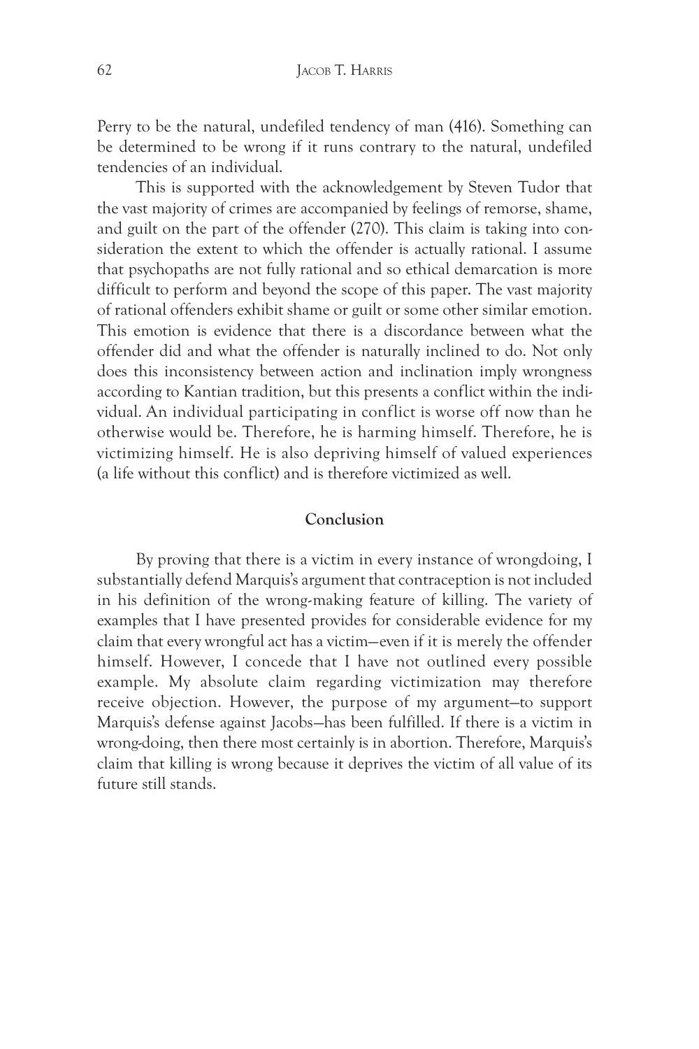Perry to be the natural, undefiled tendency of man (416). Something can be determined to be wrong if it runs contrary to the natural, undefiled tendencies of an individual.

This is supported with the acknowledgement by Steven Tudor that the vast majority of crimes are accompanied by feelings of remorse, shame, and guilt on the part of the offender (270). This claim is taking into consideration the extent to which the offender is actually rational. I assume that psychopaths are not fully rational and so ethical demarcation is more difficult to perform and beyond the scope of this paper. The vast majority of rational offenders exhibit shame or guilt or some other similar emotion. This emotion is evidence that there is a discordance between what the offender did and what the offender is naturally inclined to do. Not only does this inconsistency between action and inclination imply wrongness according to Kantian tradition, but this presents a conflict within the individual. An individual participating in conflict is worse off now than he otherwise would be. Therefore, he is harming himself. Therefore, he is victimizing himself. He is also depriving himself of valued experiences (a life without this conflict) and is therefore victimized as well.

## Conclusion

By proving that there is a victim in every instance of wrongdoing, I substantially defend Marquis's argument that contraception is not included in his definition of the wrong-making feature of killing. The variety of examples that I have presented provides for considerable evidence for my claim that every wrongful act has a victim—even if it is merely the offender himself. However, I concede that I have not outlined every possible example. My absolute claim regarding victimization may therefore receive objection. However, the purpose of my argument—to support Marquis's defense against Jacobs—has been fulfilled. If there is a victim in wrong-doing, then there most certainly is in abortion. Therefore, Marquis's claim that killing is wrong because it deprives the victim of all value of its future still stands.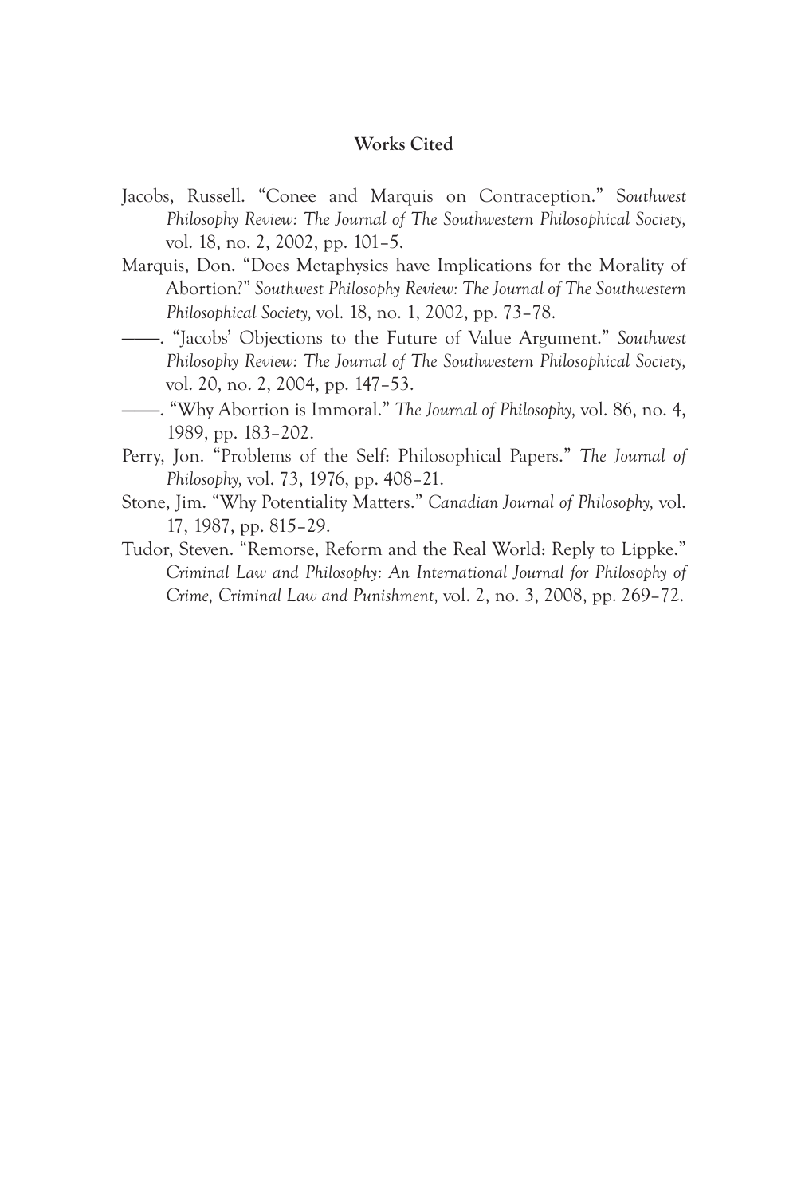**Works Cited**

Jacobs, Russell. "Conee and Marquis on Contraception." *Southwest Philosophy Review: The Journal of The Southwestern Philosophical Society,* vol. 18, no. 2, 2002, pp. 101–5.

Marquis, Don. "Does Metaphysics have Implications for the Morality of Abortion?" *Southwest Philosophy Review: The Journal of The Southwestern Philosophical Society,* vol. 18, no. 1, 2002, pp. 73–78.

———. "Jacobs' Objections to the Future of Value Argument." *Southwest Philosophy Review: The Journal of The Southwestern Philosophical Society,* vol. 20, no. 2, 2004, pp. 147–53.

———. "Why Abortion is Immoral." *The Journal of Philosophy,* vol. 86, no. 4, 1989, pp. 183–202.

Perry, Jon. "Problems of the Self: Philosophical Papers." *The Journal of Philosophy,* vol. 73, 1976, pp. 408–21.

Stone, Jim. "Why Potentiality Matters." *Canadian Journal of Philosophy,* vol. 17, 1987, pp. 815–29.

Tudor, Steven. "Remorse, Reform and the Real World: Reply to Lippke." *Criminal Law and Philosophy: An International Journal for Philosophy of Crime, Criminal Law and Punishment,* vol. 2, no. 3, 2008, pp. 269–72.